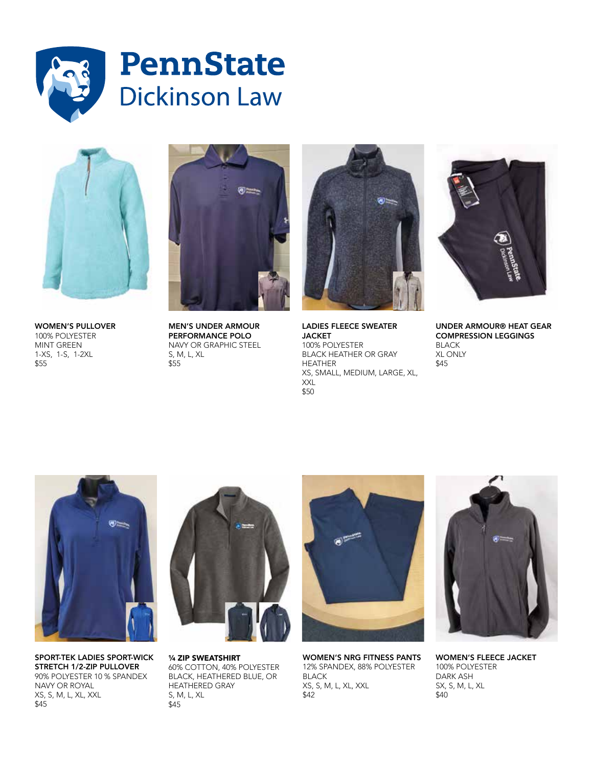# PennState Dickinson Law

**WOMEN'S PULLOVER**
100% POLYESTER
MINT GREEN
1-XS, 1-S, 1-2XL
$55

**MEN'S UNDER ARMOUR PERFORMANCE POLO**
NAVY OR GRAPHIC STEEL
S, M, L, XL
$55

**LADIES FLEECE SWEATER JACKET**
100% POLYESTER
BLACK HEATHER OR GRAY HEATHER
XS, SMALL, MEDIUM, LARGE, XL, XXL
$50

**UNDER ARMOUR® HEAT GEAR COMPRESSION LEGGINGS**
BLACK
XL ONLY
$45

**SPORT-TEK LADIES SPORT-WICK STRETCH 1/2-ZIP PULLOVER**
90% POLYESTER 10 % SPANDEX
NAVY OR ROYAL
XS, S, M, L, XL, XXL
$45

**¼ ZIP SWEATSHIRT**
60% COTTON, 40% POLYESTER
BLACK, HEATHERED BLUE, OR HEATHERED GRAY
S, M, L, XL
$45

**WOMEN'S NRG FITNESS PANTS**
12% SPANDEX, 88% POLYESTER
BLACK
XS, S, M, L, XL, XXL
$42

**WOMEN'S FLEECE JACKET**
100% POLYESTER
DARK ASH
SX, S, M, L, XL
$40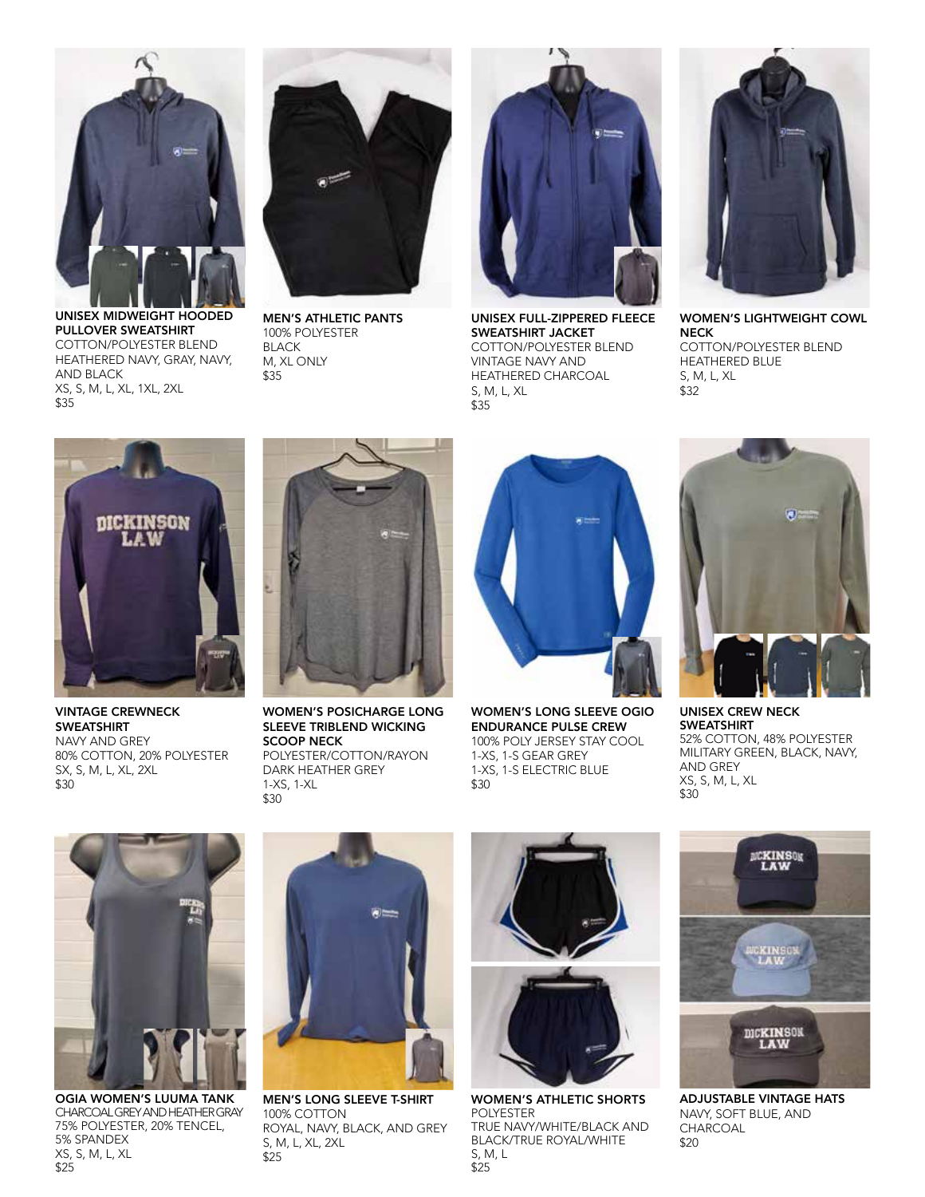**UNISEX MIDWEIGHT HOODED PULLOVER SWEATSHIRT**
COTTON/POLYESTER BLEND
HEATHERED NAVY, GRAY, NAVY, AND BLACK
XS, S, M, L, XL, 1XL, 2XL
$35

**MEN'S ATHLETIC PANTS**
100% POLYESTER
BLACK
M, XL ONLY
$35

**UNISEX FULL-ZIPPERED FLEECE SWEATSHIRT JACKET**
COTTON/POLYESTER BLEND
VINTAGE NAVY AND HEATHERED CHARCOAL
S, M, L, XL
$35

**WOMEN'S LIGHTWEIGHT COWL NECK**
COTTON/POLYESTER BLEND
HEATHERED BLUE
S, M, L, XL
$32

**VINTAGE CREWNECK SWEATSHIRT**
NAVY AND GREY
80% COTTON, 20% POLYESTER
SX, S, M, L, XL, 2XL
$30

**WOMEN'S POSICHARGE LONG SLEEVE TRIBLEND WICKING SCOOP NECK**
POLYESTER/COTTON/RAYON
DARK HEATHER GREY
1-XS, 1-XL
$30

**WOMEN'S LONG SLEEVE OGIO ENDURANCE PULSE CREW**
100% POLY JERSEY STAY COOL
1-XS, 1-S GEAR GREY
1-XS, 1-S ELECTRIC BLUE
$30

**UNISEX CREW NECK SWEATSHIRT**
52% COTTON, 48% POLYESTER
MILITARY GREEN, BLACK, NAVY, AND GREY
XS, S, M, L, XL
$30

**OGIA WOMEN'S LUUMA TANK**
CHARCOAL GREY AND HEATHER GRAY
75% POLYESTER, 20% TENCEL, 5% SPANDEX
XS, S, M, L, XL
$25

**MEN'S LONG SLEEVE T-SHIRT**
100% COTTON
ROYAL, NAVY, BLACK, AND GREY
S, M, L, XL, 2XL
$25

**WOMEN'S ATHLETIC SHORTS**
POLYESTER
TRUE NAVY/WHITE/BLACK AND BLACK/TRUE ROYAL/WHITE
S, M, L
$25

**ADJUSTABLE VINTAGE HATS**
NAVY, SOFT BLUE, AND CHARCOAL
$20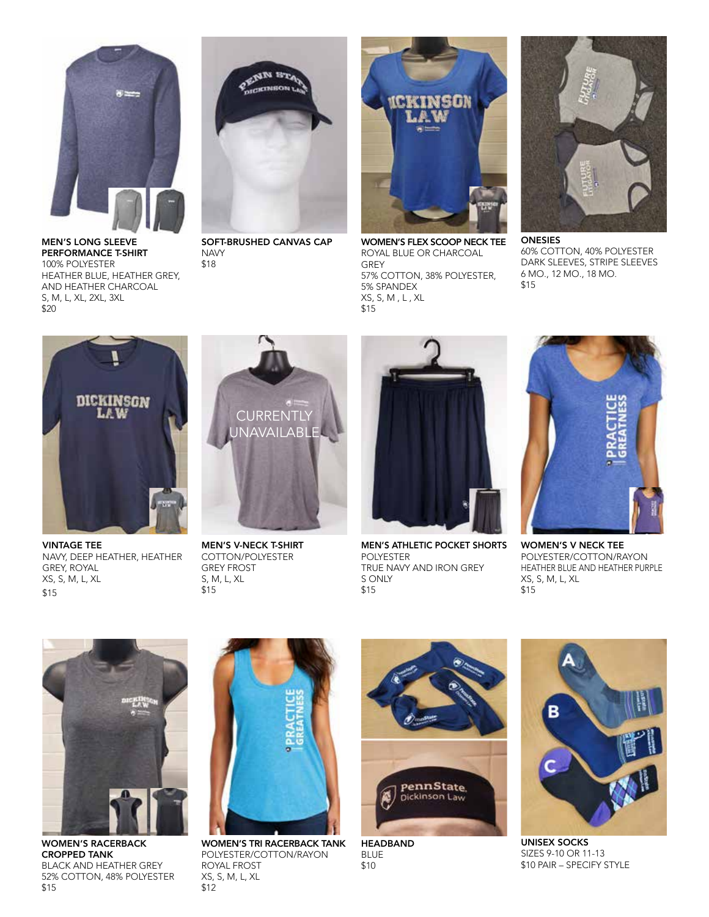**MEN'S LONG SLEEVE PERFORMANCE T-SHIRT**
100% POLYESTER
HEATHER BLUE, HEATHER GREY, AND HEATHER CHARCOAL
S, M, L, XL, 2XL, 3XL
$20

**SOFT-BRUSHED CANVAS CAP**
NAVY
$18

**WOMEN'S FLEX SCOOP NECK TEE**
ROYAL BLUE OR CHARCOAL GREY
57% COTTON, 38% POLYESTER, 5% SPANDEX
XS, S, M , L , XL
$15

**ONESIES**
60% COTTON, 40% POLYESTER
DARK SLEEVES, STRIPE SLEEVES
6 MO., 12 MO., 18 MO.
$15

**VINTAGE TEE**
NAVY, DEEP HEATHER, HEATHER GREY, ROYAL
XS, S, M, L, XL
$15

CURRENTLY UNAVAILABLE

**MEN'S V-NECK T-SHIRT**
COTTON/POLYESTER
GREY FROST
S, M, L, XL
$15

**MEN'S ATHLETIC POCKET SHORTS**
POLYESTER
TRUE NAVY AND IRON GREY
S ONLY
$15

**WOMEN'S V NECK TEE**
POLYESTER/COTTON/RAYON
HEATHER BLUE AND HEATHER PURPLE
XS, S, M, L, XL
$15

**WOMEN'S RACERBACK CROPPED TANK**
BLACK AND HEATHER GREY
52% COTTON, 48% POLYESTER
$15

**WOMEN'S TRI RACERBACK TANK**
POLYESTER/COTTON/RAYON
ROYAL FROST
XS, S, M, L, XL
$12

**HEADBAND**
BLUE
$10

**UNISEX SOCKS**
SIZES 9-10 OR 11-13
$10 PAIR – SPECIFY STYLE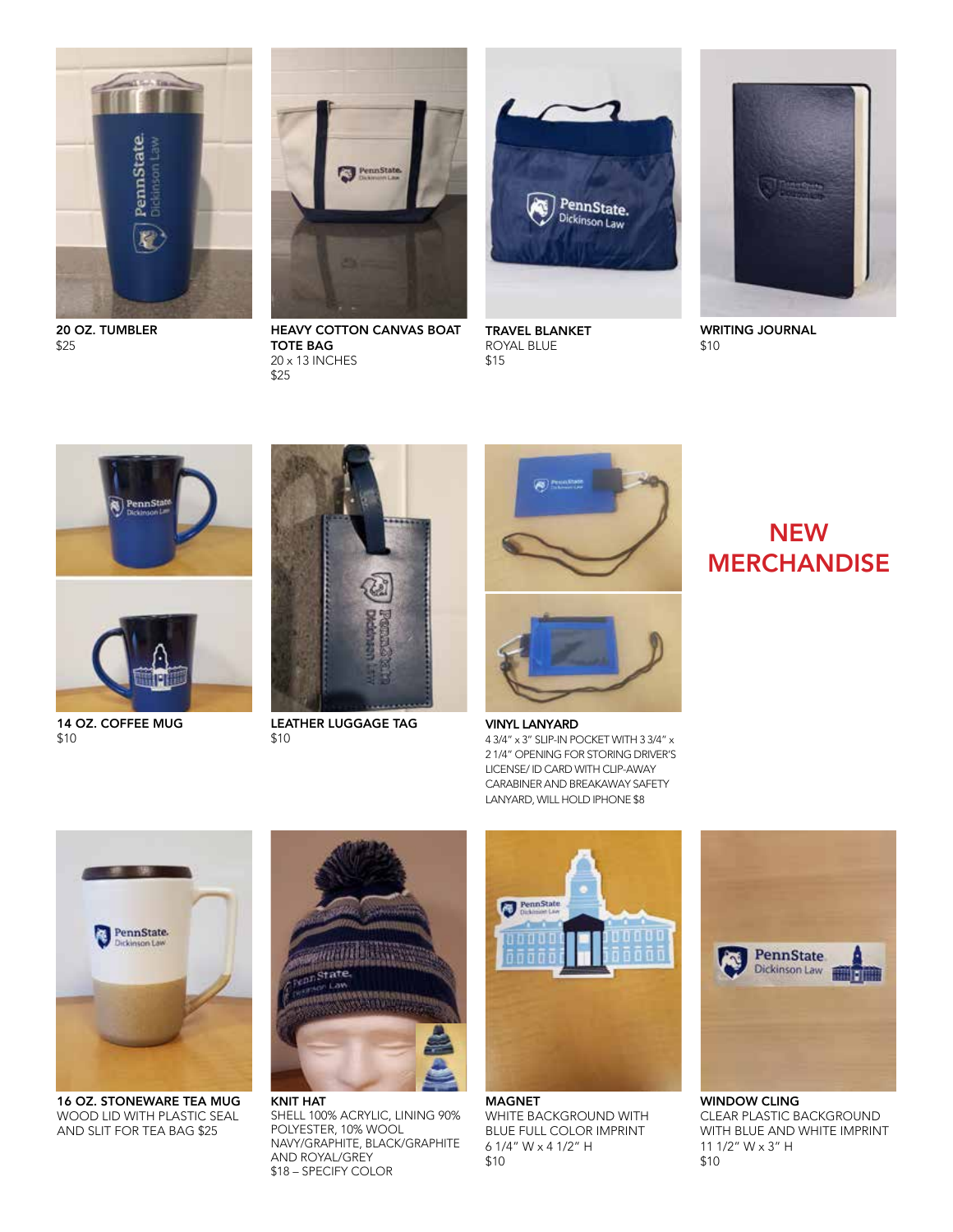**20 OZ. TUMBLER**
$25

**HEAVY COTTON CANVAS BOAT TOTE BAG**
20 x 13 INCHES
$25

**TRAVEL BLANKET**
ROYAL BLUE
$15

**WRITING JOURNAL**
$10

**14 OZ. COFFEE MUG**
$10

**LEATHER LUGGAGE TAG**
$10

**VINYL LANYARD**
4 3/4" x 3" SLIP-IN POCKET WITH 3 3/4" x 2 1/4" OPENING FOR STORING DRIVER'S LICENSE/ ID CARD WITH CLIP-AWAY CARABINER AND BREAKAWAY SAFETY LANYARD, WILL HOLD IPHONE $8

## NEW MERCHANDISE

**16 OZ. STONEWARE TEA MUG**
WOOD LID WITH PLASTIC SEAL AND SLIT FOR TEA BAG $25

**KNIT HAT**
SHELL 100% ACRYLIC, LINING 90% POLYESTER, 10% WOOL
NAVY/GRAPHITE, BLACK/GRAPHITE AND ROYAL/GREY
$18 – SPECIFY COLOR

**MAGNET**
WHITE BACKGROUND WITH BLUE FULL COLOR IMPRINT
6 1/4" W x 4 1/2" H
$10

**WINDOW CLING**
CLEAR PLASTIC BACKGROUND WITH BLUE AND WHITE IMPRINT
11 1/2" W x 3" H
$10